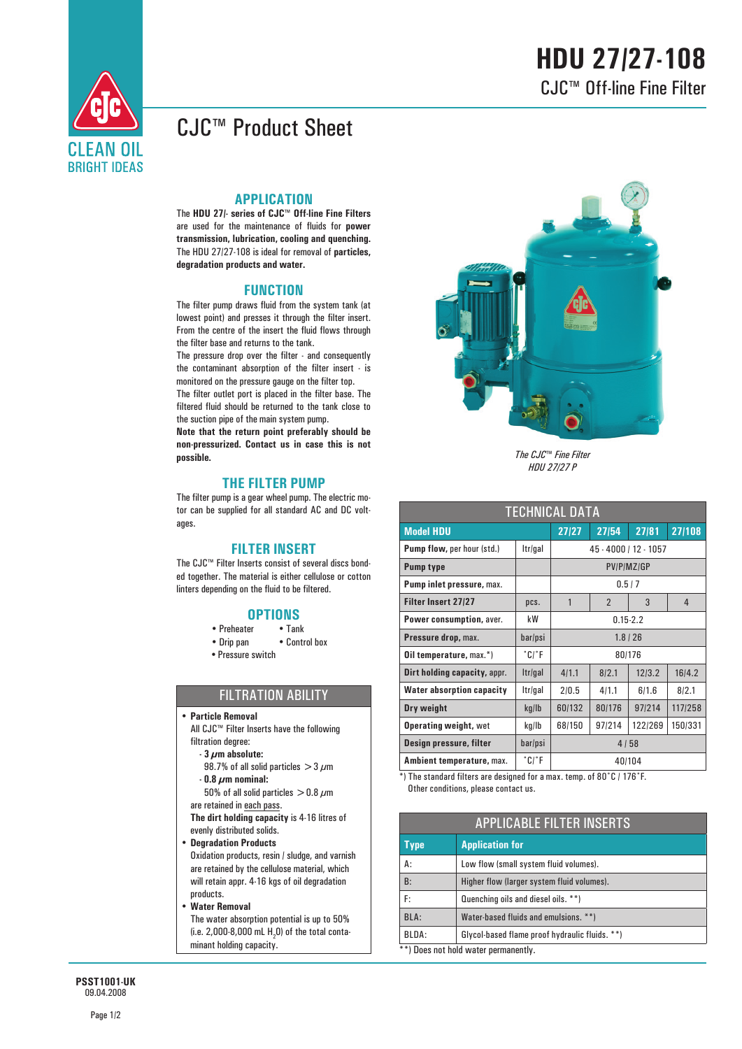# HDU 27/27-108

## CJC™ Off-line Fine Filter

CLEAN OIL
BRIGHT IDEAS

# CJC™ Product Sheet

## APPLICATION

The **HDU 27/- series of CJC™ Off-line Fine Filters** are used for the maintenance of fluids for **power transmission, lubrication, cooling and quenching.** The HDU 27/27-108 is ideal for removal of **particles, degradation products and water.**

## FUNCTION

The filter pump draws fluid from the system tank (at lowest point) and presses it through the filter insert. From the centre of the insert the fluid flows through the filter base and returns to the tank.

The pressure drop over the filter - and consequently the contaminant absorption of the filter insert - is monitored on the pressure gauge on the filter top.

The filter outlet port is placed in the filter base. The filtered fluid should be returned to the tank close to the suction pipe of the main system pump.

**Note that the return point preferably should be non-pressurized. Contact us in case this is not possible.**

## THE FILTER PUMP

The filter pump is a gear wheel pump. The electric motor can be supplied for all standard AC and DC voltages.

## FILTER INSERT

The CJC™ Filter Inserts consist of several discs bonded together. The material is either cellulose or cotton linters depending on the fluid to be filtered.

## OPTIONS

- Preheater
- Tank
- Drip pan
- Control box
- Pressure switch

## FILTRATION ABILITY

- **Particle Removal**
  All CJC™ Filter Inserts have the following filtration degree:
  - **3 $\mu$m absolute:**
    98.7% of all solid particles $> 3$ $\mu$m
  - **0.8 $\mu$m nominal:**
    50% of all solid particles $> 0.8$ $\mu$m

  are retained in each pass.
  **The dirt holding capacity** is 4-16 litres of evenly distributed solids.
- **Degradation Products**
  Oxidation products, resin / sludge, and varnish are retained by the cellulose material, which will retain appr. 4-16 kgs of oil degradation products.
- **Water Removal**
  The water absorption potential is up to 50% (i.e. 2,000-8,000 mL $H_2O$) of the total contaminant holding capacity.

*The CJC™ Fine Filter HDU 27/27 P*

## TECHNICAL DATA

| Model HDU | | 27/27 | 27/54 | 27/81 | 27/108 |
|---|---|---|---|---|---|
| **Pump flow**, per hour (std.) | ltr/gal | 45 - 4000 / 12 - 1057 | | | |
| **Pump type** | | PV/P/MZ/GP | | | |
| **Pump inlet pressure**, max. | | 0.5 / 7 | | | |
| **Filter Insert 27/27** | pcs. | 1 | 2 | 3 | 4 |
| **Power consumption**, aver. | kW | 0.15-2.2 | | | |
| **Pressure drop**, max. | bar/psi | 1.8 / 26 | | | |
| **Oil temperature**, max.*) | °C/°F | 80/176 | | | |
| **Dirt holding capacity**, appr. | ltr/gal | 4/1.1 | 8/2.1 | 12/3.2 | 16/4.2 |
| **Water absorption capacity** | ltr/gal | 2/0.5 | 4/1.1 | 6/1.6 | 8/2.1 |
| **Dry weight** | kg/lb | 60/132 | 80/176 | 97/214 | 117/258 |
| **Operating weight**, wet | kg/lb | 68/150 | 97/214 | 122/269 | 150/331 |
| **Design pressure, filter** | bar/psi | 4 / 58 | | | |
| **Ambient temperature**, max. | °C/°F | 40/104 | | | |

*) The standard filters are designed for a max. temp. of 80°C / 176°F. Other conditions, please contact us.

## APPLICABLE FILTER INSERTS

| Type | Application for |
|---|---|
| A: | Low flow (small system fluid volumes). |
| B: | Higher flow (larger system fluid volumes). |
| F: | Quenching oils and diesel oils. **) |
| BLA: | Water-based fluids and emulsions. **) |
| BLDA: | Glycol-based flame proof hydraulic fluids. **) |

**) Does not hold water permanently.

**PSST1001-UK**
09.04.2008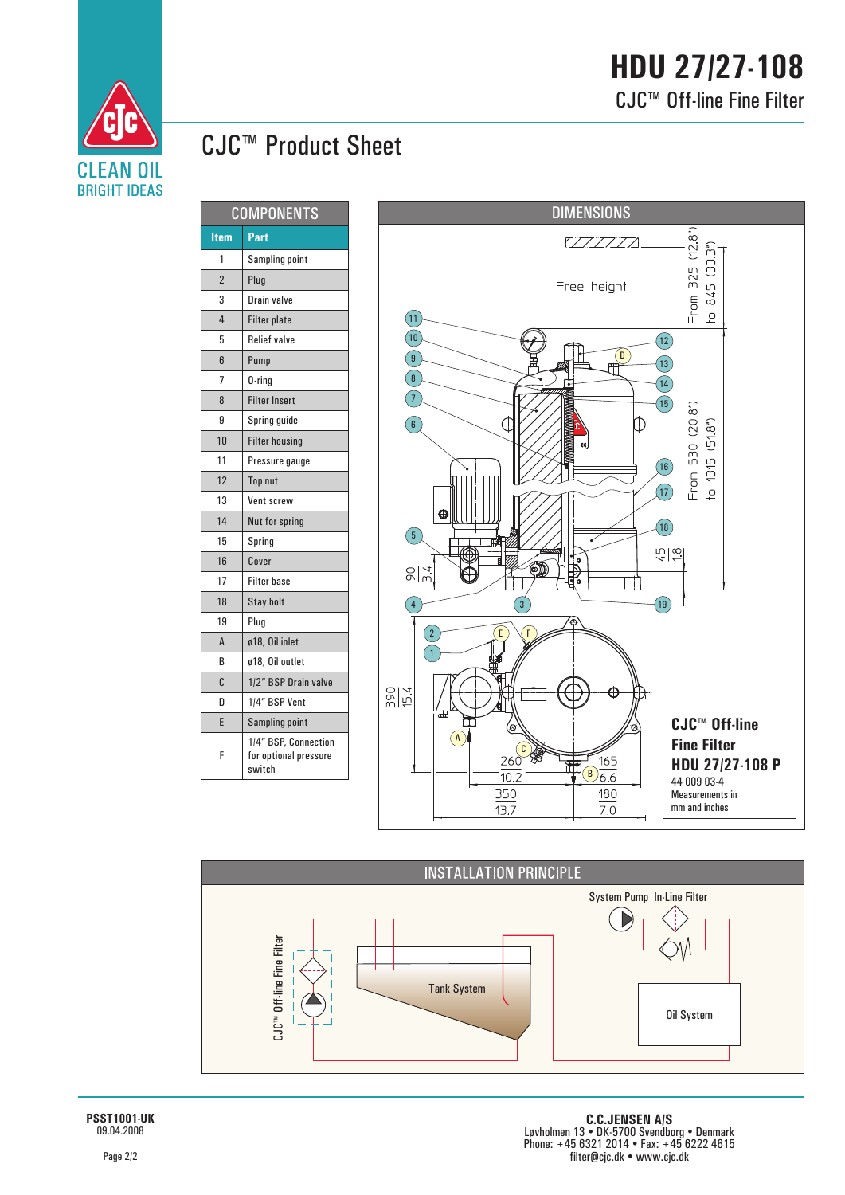# HDU 27/27-108

CJC™ Off-line Fine Filter

CLEAN OIL
BRIGHT IDEAS

## CJC™ Product Sheet

### COMPONENTS

| Item | Part |
|---|---|
| 1 | Sampling point |
| 2 | Plug |
| 3 | Drain valve |
| 4 | Filter plate |
| 5 | Relief valve |
| 6 | Pump |
| 7 | O-ring |
| 8 | Filter Insert |
| 9 | Spring guide |
| 10 | Filter housing |
| 11 | Pressure gauge |
| 12 | Top nut |
| 13 | Vent screw |
| 14 | Nut for spring |
| 15 | Spring |
| 16 | Cover |
| 17 | Filter base |
| 18 | Stay bolt |
| 19 | Plug |
| A | ø18, Oil inlet |
| B | ø18, Oil outlet |
| C | 1/2" BSP Drain valve |
| D | 1/4" BSP Vent |
| E | Sampling point |
| F | 1/4" BSP, Connection for optional pressure switch |

### DIMENSIONS

Free height

From 325 (12.8") to 845 (33.3")

From 530 (20.8") to 1315 (51.8")

45
1.8

90
3.4

390
15.4

260
10.2

165
6.6

350
13.7

180
7.0

**CJC™ Off-line Fine Filter**
**HDU 27/27-108 P**
44 009 03-4
Measurements in mm and inches

### INSTALLATION PRINCIPLE

System Pump In-Line Filter

Tank System

Oil System

CJC™ Off-line Fine Filter

**PSST1001-UK**
09.04.2008

**C.C.JENSEN A/S**
Løvholmen 13 • DK-5700 Svendborg • Denmark
Phone: +45 6321 2014 • Fax: +45 6222 4615
filter@cjc.dk • www.cjc.dk